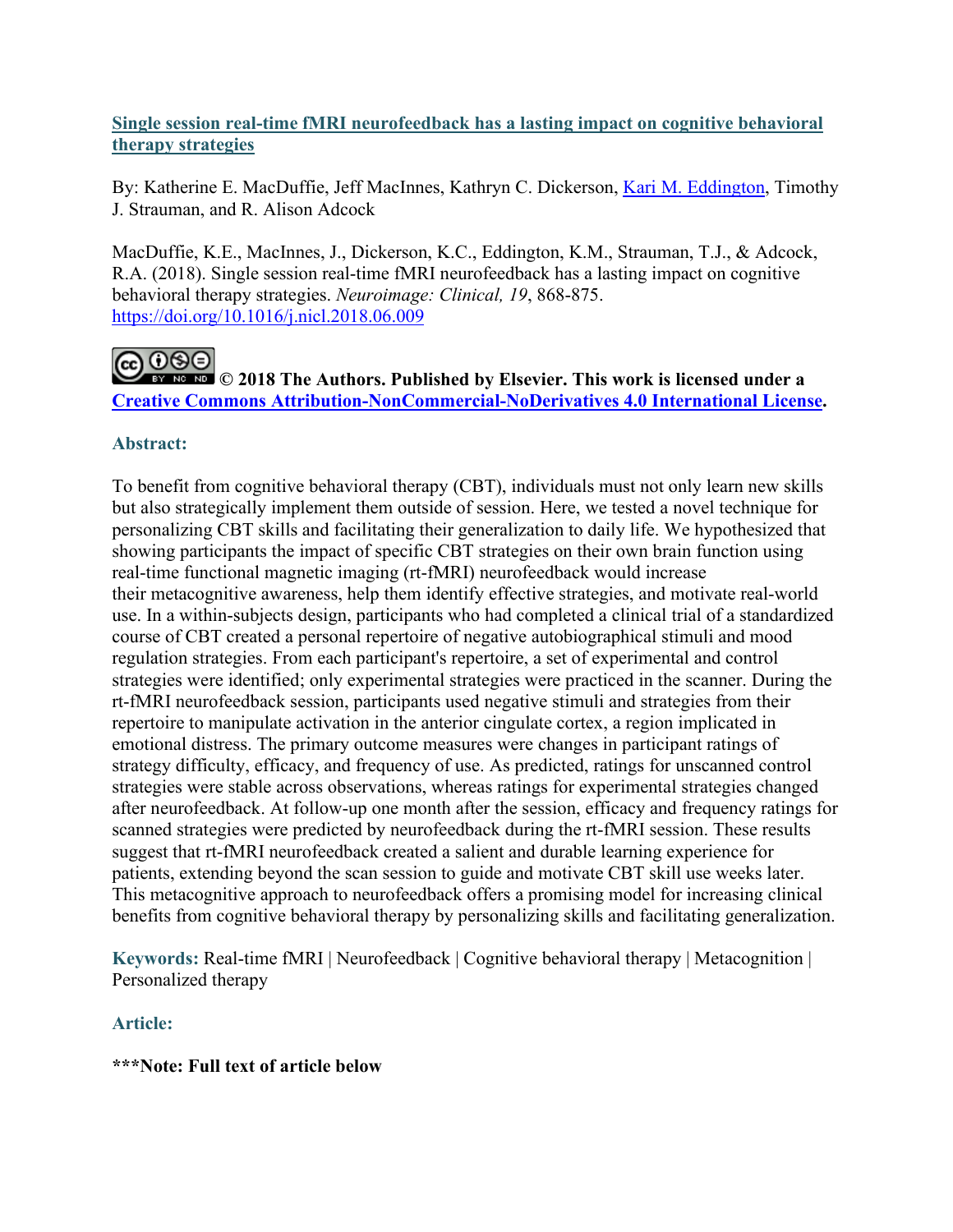**[Single session real-time fMRI neurofeedback has a lasting impact on cognitive behavioral therapy strategies](https://doi.org/10.1016/j.nicl.2018.06.009)**

By: Katherine E. MacDuffie, Jeff MacInnes, Kathryn C. Dickerson, Kari M. Eddington, Timothy J. Strauman, and R. Alison Adcock

MacDuffie, K.E., MacInnes, J., Dickerson, K.C., Eddington, K.M., Strauman, T.J., & Adcock, R.A. (2018). Single session real-time fMRI neurofeedback has a lasting impact on cognitive behavioral therapy strategies. *Neuroimage: Clinical, 19*, 868-875. https://doi.org/10.1016/j.nicl.2018.06.009

**© 2018 The Authors. Published by Elsevier. This work is licensed under a Creative Commons Attribution-NonCommercial-NoDerivatives 4.0 International License.**

## Abstract:

To benefit from cognitive behavioral therapy (CBT), individuals must not only learn new skills but also strategically implement them outside of session. Here, we tested a novel technique for personalizing CBT skills and facilitating their generalization to daily life. We hypothesized that showing participants the impact of specific CBT strategies on their own brain function using real-time functional magnetic imaging (rt-fMRI) neurofeedback would increase their metacognitive awareness, help them identify effective strategies, and motivate real-world use. In a within-subjects design, participants who had completed a clinical trial of a standardized course of CBT created a personal repertoire of negative autobiographical stimuli and mood regulation strategies. From each participant's repertoire, a set of experimental and control strategies were identified; only experimental strategies were practiced in the scanner. During the rt-fMRI neurofeedback session, participants used negative stimuli and strategies from their repertoire to manipulate activation in the anterior cingulate cortex, a region implicated in emotional distress. The primary outcome measures were changes in participant ratings of strategy difficulty, efficacy, and frequency of use. As predicted, ratings for unscanned control strategies were stable across observations, whereas ratings for experimental strategies changed after neurofeedback. At follow-up one month after the session, efficacy and frequency ratings for scanned strategies were predicted by neurofeedback during the rt-fMRI session. These results suggest that rt-fMRI neurofeedback created a salient and durable learning experience for patients, extending beyond the scan session to guide and motivate CBT skill use weeks later. This metacognitive approach to neurofeedback offers a promising model for increasing clinical benefits from cognitive behavioral therapy by personalizing skills and facilitating generalization.

**Keywords:** Real-time fMRI | Neurofeedback | Cognitive behavioral therapy | Metacognition | Personalized therapy

## Article:

**\*\*\*Note: Full text of article below**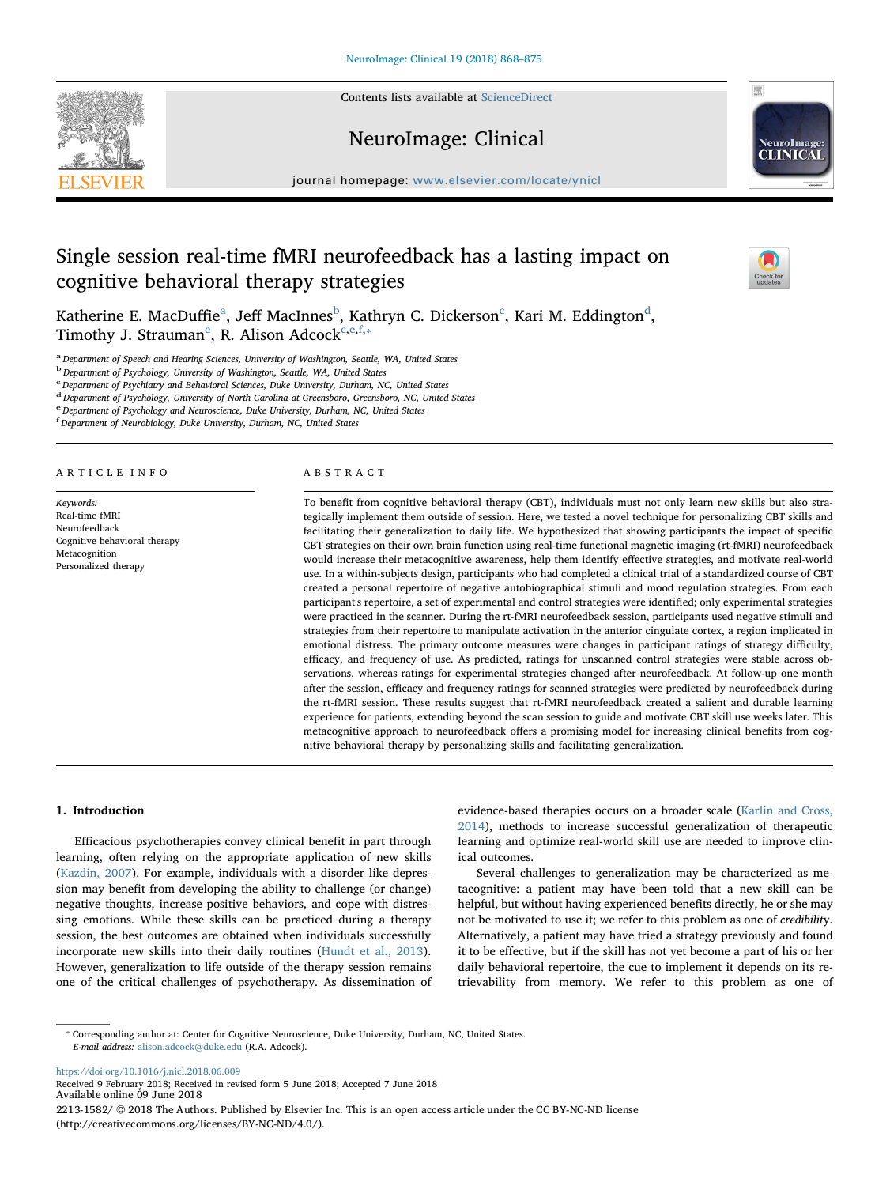# Single session real-time fMRI neurofeedback has a lasting impact on cognitive behavioral therapy strategies

Katherine E. MacDuffie[a], Jeff MacInnes[b], Kathryn C. Dickerson[c], Kari M. Eddington[d], Timothy J. Strauman[e], R. Alison Adcock[c,e,f,*]

[a] Department of Speech and Hearing Sciences, University of Washington, Seattle, WA, United States
[b] Department of Psychology, University of Washington, Seattle, WA, United States
[c] Department of Psychiatry and Behavioral Sciences, Duke University, Durham, NC, United States
[d] Department of Psychology, University of North Carolina at Greensboro, Greensboro, NC, United States
[e] Department of Psychology and Neuroscience, Duke University, Durham, NC, United States
[f] Department of Neurobiology, Duke University, Durham, NC, United States

## ARTICLE INFO

*Keywords:*
Real-time fMRI
Neurofeedback
Cognitive behavioral therapy
Metacognition
Personalized therapy

## ABSTRACT

To benefit from cognitive behavioral therapy (CBT), individuals must not only learn new skills but also strategically implement them outside of session. Here, we tested a novel technique for personalizing CBT skills and facilitating their generalization to daily life. We hypothesized that showing participants the impact of specific CBT strategies on their own brain function using real-time functional magnetic imaging (rt-fMRI) neurofeedback would increase their metacognitive awareness, help them identify effective strategies, and motivate real-world use. In a within-subjects design, participants who had completed a clinical trial of a standardized course of CBT created a personal repertoire of negative autobiographical stimuli and mood regulation strategies. From each participant's repertoire, a set of experimental and control strategies were identified; only experimental strategies were practiced in the scanner. During the rt-fMRI neurofeedback session, participants used negative stimuli and strategies from their repertoire to manipulate activation in the anterior cingulate cortex, a region implicated in emotional distress. The primary outcome measures were changes in participant ratings of strategy difficulty, efficacy, and frequency of use. As predicted, ratings for unscanned control strategies were stable across observations, whereas ratings for experimental strategies changed after neurofeedback. At follow-up one month after the session, efficacy and frequency ratings for scanned strategies were predicted by neurofeedback during the rt-fMRI session. These results suggest that rt-fMRI neurofeedback created a salient and durable learning experience for patients, extending beyond the scan session to guide and motivate CBT skill use weeks later. This metacognitive approach to neurofeedback offers a promising model for increasing clinical benefits from cognitive behavioral therapy by personalizing skills and facilitating generalization.

## 1. Introduction

Efficacious psychotherapies convey clinical benefit in part through learning, often relying on the appropriate application of new skills (Kazdin, 2007). For example, individuals with a disorder like depression may benefit from developing the ability to challenge (or change) negative thoughts, increase positive behaviors, and cope with distressing emotions. While these skills can be practiced during a therapy session, the best outcomes are obtained when individuals successfully incorporate new skills into their daily routines (Hundt et al., 2013). However, generalization to life outside of the therapy session remains one of the critical challenges of psychotherapy. As dissemination of evidence-based therapies occurs on a broader scale (Karlin and Cross, 2014), methods to increase successful generalization of therapeutic learning and optimize real-world skill use are needed to improve clinical outcomes.

Several challenges to generalization may be characterized as metacognitive: a patient may have been told that a new skill can be helpful, but without having experienced benefits directly, he or she may not be motivated to use it; we refer to this problem as one of *credibility*. Alternatively, a patient may have tried a strategy previously and found it to be effective, but if the skill has not yet become a part of his or her daily behavioral repertoire, the cue to implement it depends on its retrievability from memory. We refer to this problem as one of

\* Corresponding author at: Center for Cognitive Neuroscience, Duke University, Durham, NC, United States.
*E-mail address:* alison.adcock@duke.edu (R.A. Adcock).

https://doi.org/10.1016/j.nicl.2018.06.009
Received 9 February 2018; Received in revised form 5 June 2018; Accepted 7 June 2018
Available online 09 June 2018
2213-1582/ © 2018 The Authors. Published by Elsevier Inc. This is an open access article under the CC BY-NC-ND license (http://creativecommons.org/licenses/BY-NC-ND/4.0/).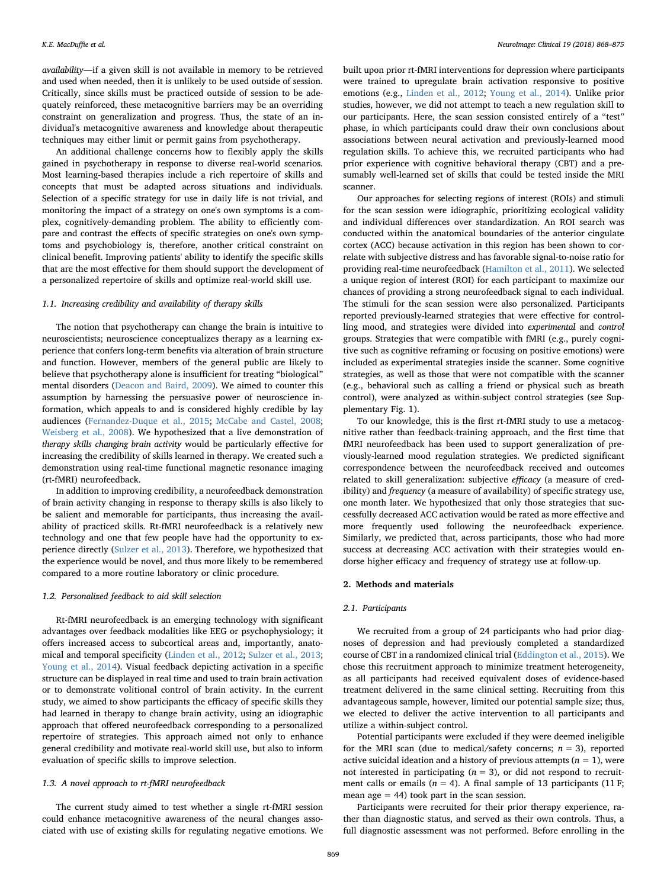*availability*—if a given skill is not available in memory to be retrieved and used when needed, then it is unlikely to be used outside of session. Critically, since skills must be practiced outside of session to be adequately reinforced, these metacognitive barriers may be an overriding constraint on generalization and progress. Thus, the state of an individual's metacognitive awareness and knowledge about therapeutic techniques may either limit or permit gains from psychotherapy.

An additional challenge concerns how to flexibly apply the skills gained in psychotherapy in response to diverse real-world scenarios. Most learning-based therapies include a rich repertoire of skills and concepts that must be adapted across situations and individuals. Selection of a specific strategy for use in daily life is not trivial, and monitoring the impact of a strategy on one's own symptoms is a complex, cognitively-demanding problem. The ability to efficiently compare and contrast the effects of specific strategies on one's own symptoms and psychobiology is, therefore, another critical constraint on clinical benefit. Improving patients' ability to identify the specific skills that are the most effective for them should support the development of a personalized repertoire of skills and optimize real-world skill use.

### 1.1. Increasing credibility and availability of therapy skills

The notion that psychotherapy can change the brain is intuitive to neuroscientists; neuroscience conceptualizes therapy as a learning experience that confers long-term benefits via alteration of brain structure and function. However, members of the general public are likely to believe that psychotherapy alone is insufficient for treating "biological" mental disorders (Deacon and Baird, 2009). We aimed to counter this assumption by harnessing the persuasive power of neuroscience information, which appeals to and is considered highly credible by lay audiences (Fernandez-Duque et al., 2015; McCabe and Castel, 2008; Weisberg et al., 2008). We hypothesized that a live demonstration of *therapy skills changing brain activity* would be particularly effective for increasing the credibility of skills learned in therapy. We created such a demonstration using real-time functional magnetic resonance imaging (rt-fMRI) neurofeedback.

In addition to improving credibility, a neurofeedback demonstration of brain activity changing in response to therapy skills is also likely to be salient and memorable for participants, thus increasing the availability of practiced skills. Rt-fMRI neurofeedback is a relatively new technology and one that few people have had the opportunity to experience directly (Sulzer et al., 2013). Therefore, we hypothesized that the experience would be novel, and thus more likely to be remembered compared to a more routine laboratory or clinic procedure.

### 1.2. Personalized feedback to aid skill selection

Rt-fMRI neurofeedback is an emerging technology with significant advantages over feedback modalities like EEG or psychophysiology; it offers increased access to subcortical areas and, importantly, anatomical and temporal specificity (Linden et al., 2012; Sulzer et al., 2013; Young et al., 2014). Visual feedback depicting activation in a specific structure can be displayed in real time and used to train brain activation or to demonstrate volitional control of brain activity. In the current study, we aimed to show participants the efficacy of specific skills they had learned in therapy to change brain activity, using an idiographic approach that offered neurofeedback corresponding to a personalized repertoire of strategies. This approach aimed not only to enhance general credibility and motivate real-world skill use, but also to inform evaluation of specific skills to improve selection.

### 1.3. A novel approach to rt-fMRI neurofeedback

The current study aimed to test whether a single rt-fMRI session could enhance metacognitive awareness of the neural changes associated with use of existing skills for regulating negative emotions. We built upon prior rt-fMRI interventions for depression where participants were trained to upregulate brain activation responsive to positive emotions (e.g., Linden et al., 2012; Young et al., 2014). Unlike prior studies, however, we did not attempt to teach a new regulation skill to our participants. Here, the scan session consisted entirely of a "test" phase, in which participants could draw their own conclusions about associations between neural activation and previously-learned mood regulation skills. To achieve this, we recruited participants who had prior experience with cognitive behavioral therapy (CBT) and a presumably well-learned set of skills that could be tested inside the MRI scanner.

Our approaches for selecting regions of interest (ROIs) and stimuli for the scan session were idiographic, prioritizing ecological validity and individual differences over standardization. An ROI search was conducted within the anatomical boundaries of the anterior cingulate cortex (ACC) because activation in this region has been shown to correlate with subjective distress and has favorable signal-to-noise ratio for providing real-time neurofeedback (Hamilton et al., 2011). We selected a unique region of interest (ROI) for each participant to maximize our chances of providing a strong neurofeedback signal to each individual. The stimuli for the scan session were also personalized. Participants reported previously-learned strategies that were effective for controlling mood, and strategies were divided into *experimental* and *control* groups. Strategies that were compatible with fMRI (e.g., purely cognitive such as cognitive reframing or focusing on positive emotions) were included as experimental strategies inside the scanner. Some cognitive strategies, as well as those that were not compatible with the scanner (e.g., behavioral such as calling a friend or physical such as breath control), were analyzed as within-subject control strategies (see Supplementary Fig. 1).

To our knowledge, this is the first rt-fMRI study to use a metacognitive rather than feedback-training approach, and the first time that fMRI neurofeedback has been used to support generalization of previously-learned mood regulation strategies. We predicted significant correspondence between the neurofeedback received and outcomes related to skill generalization: subjective *efficacy* (a measure of credibility) and *frequency* (a measure of availability) of specific strategy use, one month later. We hypothesized that only those strategies that successfully decreased ACC activation would be rated as more effective and more frequently used following the neurofeedback experience. Similarly, we predicted that, across participants, those who had more success at decreasing ACC activation with their strategies would endorse higher efficacy and frequency of strategy use at follow-up.

## 2. Methods and materials

### 2.1. Participants

We recruited from a group of 24 participants who had prior diagnoses of depression and had previously completed a standardized course of CBT in a randomized clinical trial (Eddington et al., 2015). We chose this recruitment approach to minimize treatment heterogeneity, as all participants had received equivalent doses of evidence-based treatment delivered in the same clinical setting. Recruiting from this advantageous sample, however, limited our potential sample size; thus, we elected to deliver the active intervention to all participants and utilize a within-subject control.

Potential participants were excluded if they were deemed ineligible for the MRI scan (due to medical/safety concerns; $n = 3$), reported active suicidal ideation and a history of previous attempts ($n = 1$), were not interested in participating ($n = 3$), or did not respond to recruitment calls or emails ($n = 4$). A final sample of 13 participants (11 F; mean age = 44) took part in the scan session.

Participants were recruited for their prior therapy experience, rather than diagnostic status, and served as their own controls. Thus, a full diagnostic assessment was not performed. Before enrolling in the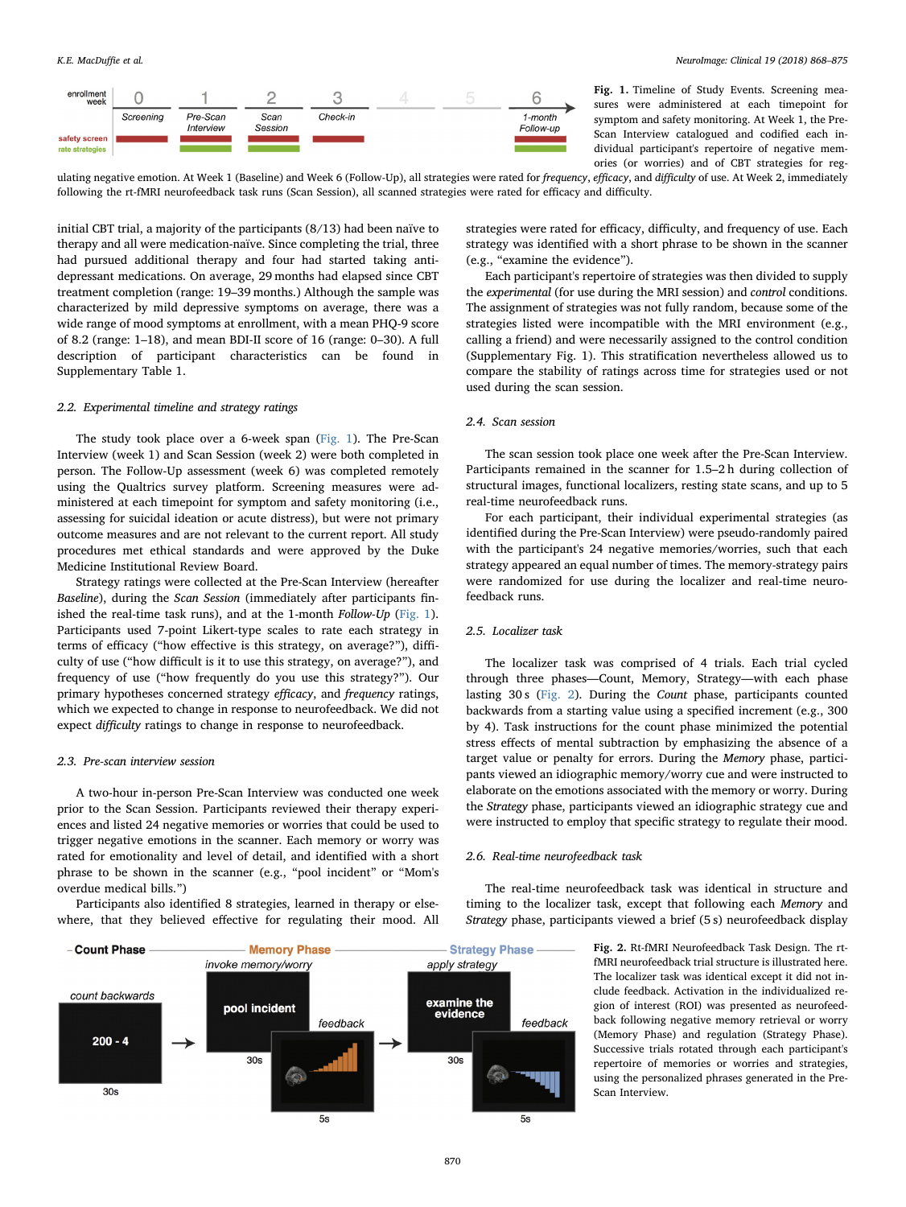Fig. 1. Timeline of Study Events. Screening measures were administered at each timepoint for symptom and safety monitoring. At Week 1, the Pre-Scan Interview catalogued and codified each individual participant's repertoire of negative memories (or worries) and of CBT strategies for regulating negative emotion. At Week 1 (Baseline) and Week 6 (Follow-Up), all strategies were rated for *frequency*, *efficacy*, and *difficulty* of use. At Week 2, immediately following the rt-fMRI neurofeedback task runs (Scan Session), all scanned strategies were rated for efficacy and difficulty.

initial CBT trial, a majority of the participants (8/13) had been naïve to therapy and all were medication-naïve. Since completing the trial, three had pursued additional therapy and four had started taking antidepressant medications. On average, 29 months had elapsed since CBT treatment completion (range: 19–39 months.) Although the sample was characterized by mild depressive symptoms on average, there was a wide range of mood symptoms at enrollment, with a mean PHQ-9 score of 8.2 (range: 1–18), and mean BDI-II score of 16 (range: 0–30). A full description of participant characteristics can be found in Supplementary Table 1.

### 2.2. Experimental timeline and strategy ratings

The study took place over a 6-week span (Fig. 1). The Pre-Scan Interview (week 1) and Scan Session (week 2) were both completed in person. The Follow-Up assessment (week 6) was completed remotely using the Qualtrics survey platform. Screening measures were administered at each timepoint for symptom and safety monitoring (i.e., assessing for suicidal ideation or acute distress), but were not primary outcome measures and are not relevant to the current report. All study procedures met ethical standards and were approved by the Duke Medicine Institutional Review Board.

Strategy ratings were collected at the Pre-Scan Interview (hereafter *Baseline*), during the *Scan Session* (immediately after participants finished the real-time task runs), and at the 1-month *Follow-Up* (Fig. 1). Participants used 7-point Likert-type scales to rate each strategy in terms of efficacy ("how effective is this strategy, on average?"), difficulty of use ("how difficult is it to use this strategy, on average?"), and frequency of use ("how frequently do you use this strategy?"). Our primary hypotheses concerned strategy *efficacy*, and *frequency* ratings, which we expected to change in response to neurofeedback. We did not expect *difficulty* ratings to change in response to neurofeedback.

### 2.3. Pre-scan interview session

A two-hour in-person Pre-Scan Interview was conducted one week prior to the Scan Session. Participants reviewed their therapy experiences and listed 24 negative memories or worries that could be used to trigger negative emotions in the scanner. Each memory or worry was rated for emotionality and level of detail, and identified with a short phrase to be shown in the scanner (e.g., "pool incident" or "Mom's overdue medical bills.")

Participants also identified 8 strategies, learned in therapy or elsewhere, that they believed effective for regulating their mood. All strategies were rated for efficacy, difficulty, and frequency of use. Each strategy was identified with a short phrase to be shown in the scanner (e.g., "examine the evidence").

Each participant's repertoire of strategies was then divided to supply the *experimental* (for use during the MRI session) and *control* conditions. The assignment of strategies was not fully random, because some of the strategies listed were incompatible with the MRI environment (e.g., calling a friend) and were necessarily assigned to the control condition (Supplementary Fig. 1). This stratification nevertheless allowed us to compare the stability of ratings across time for strategies used or not used during the scan session.

### 2.4. Scan session

The scan session took place one week after the Pre-Scan Interview. Participants remained in the scanner for 1.5–2 h during collection of structural images, functional localizers, resting state scans, and up to 5 real-time neurofeedback runs.

For each participant, their individual experimental strategies (as identified during the Pre-Scan Interview) were pseudo-randomly paired with the participant's 24 negative memories/worries, such that each strategy appeared an equal number of times. The memory-strategy pairs were randomized for use during the localizer and real-time neurofeedback runs.

### 2.5. Localizer task

The localizer task was comprised of 4 trials. Each trial cycled through three phases—Count, Memory, Strategy—with each phase lasting 30 s (Fig. 2). During the *Count* phase, participants counted backwards from a starting value using a specified increment (e.g., 300 by 4). Task instructions for the count phase minimized the potential stress effects of mental subtraction by emphasizing the absence of a target value or penalty for errors. During the *Memory* phase, participants viewed an idiographic memory/worry cue and were instructed to elaborate on the emotions associated with the memory or worry. During the *Strategy* phase, participants viewed an idiographic strategy cue and were instructed to employ that specific strategy to regulate their mood.

### 2.6. Real-time neurofeedback task

The real-time neurofeedback task was identical in structure and timing to the localizer task, except that following each *Memory* and *Strategy* phase, participants viewed a brief (5 s) neurofeedback display

Fig. 2. Rt-fMRI Neurofeedback Task Design. The rt-fMRI neurofeedback trial structure is illustrated here. The localizer task was identical except it did not include feedback. Activation in the individualized region of interest (ROI) was presented as neurofeedback following negative memory retrieval or worry (Memory Phase) and regulation (Strategy Phase). Successive trials rotated through each participant's repertoire of memories or worries and strategies, using the personalized phrases generated in the Pre-Scan Interview.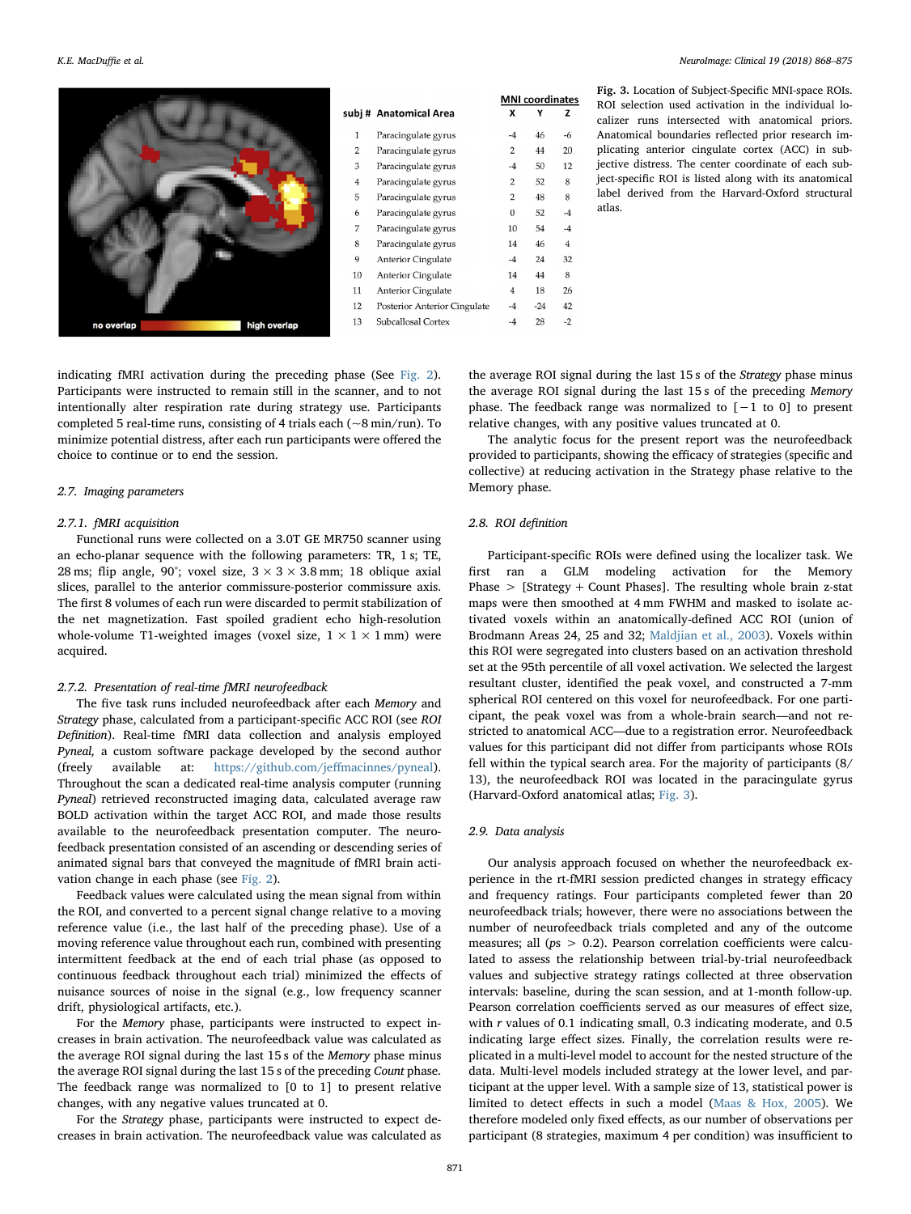| subj # | Anatomical Area | MNI coordinates X | Y | Z |
|---|---|---|---|---|
| 1 | Paracingulate gyrus | -4 | 46 | -6 |
| 2 | Paracingulate gyrus | 2 | 44 | 20 |
| 3 | Paracingulate gyrus | -4 | 50 | 12 |
| 4 | Paracingulate gyrus | 2 | 52 | 8 |
| 5 | Paracingulate gyrus | 2 | 48 | 8 |
| 6 | Paracingulate gyrus | 0 | 52 | -4 |
| 7 | Paracingulate gyrus | 10 | 54 | -4 |
| 8 | Paracingulate gyrus | 14 | 46 | 4 |
| 9 | Anterior Cingulate | -4 | 24 | 32 |
| 10 | Anterior Cingulate | 14 | 44 | 8 |
| 11 | Anterior Cingulate | 4 | 18 | 26 |
| 12 | Posterior Anterior Cingulate | -4 | -24 | 42 |
| 13 | Subcallosal Cortex | -4 | 28 | -2 |

**Fig. 3.** Location of Subject-Specific MNI-space ROIs. ROI selection used activation in the individual localizer runs intersected with anatomical priors. Anatomical boundaries reflected prior research implicating anterior cingulate cortex (ACC) in subjective distress. The center coordinate of each subject-specific ROI is listed along with its anatomical label derived from the Harvard-Oxford structural atlas.

indicating fMRI activation during the preceding phase (See Fig. 2). Participants were instructed to remain still in the scanner, and to not intentionally alter respiration rate during strategy use. Participants completed 5 real-time runs, consisting of 4 trials each (~8 min/run). To minimize potential distress, after each run participants were offered the choice to continue or to end the session.

### 2.7. Imaging parameters

#### 2.7.1. fMRI acquisition

Functional runs were collected on a 3.0T GE MR750 scanner using an echo-planar sequence with the following parameters: TR, 1 s; TE, 28 ms; flip angle, 90°; voxel size, 3 × 3 × 3.8 mm; 18 oblique axial slices, parallel to the anterior commissure-posterior commissure axis. The first 8 volumes of each run were discarded to permit stabilization of the net magnetization. Fast spoiled gradient echo high-resolution whole-volume T1-weighted images (voxel size, 1 × 1 × 1 mm) were acquired.

#### 2.7.2. Presentation of real-time fMRI neurofeedback

The five task runs included neurofeedback after each *Memory* and *Strategy* phase, calculated from a participant-specific ACC ROI (see *ROI Definition*). Real-time fMRI data collection and analysis employed *Pyneal,* a custom software package developed by the second author (freely available at: https://github.com/jeffmacinnes/pyneal). Throughout the scan a dedicated real-time analysis computer (running *Pyneal*) retrieved reconstructed imaging data, calculated average raw BOLD activation within the target ACC ROI, and made those results available to the neurofeedback presentation computer. The neurofeedback presentation consisted of an ascending or descending series of animated signal bars that conveyed the magnitude of fMRI brain activation change in each phase (see Fig. 2).

Feedback values were calculated using the mean signal from within the ROI, and converted to a percent signal change relative to a moving reference value (i.e., the last half of the preceding phase). Use of a moving reference value throughout each run, combined with presenting intermittent feedback at the end of each trial phase (as opposed to continuous feedback throughout each trial) minimized the effects of nuisance sources of noise in the signal (e.g., low frequency scanner drift, physiological artifacts, etc.).

For the *Memory* phase, participants were instructed to expect increases in brain activation. The neurofeedback value was calculated as the average ROI signal during the last 15 s of the *Memory* phase minus the average ROI signal during the last 15 s of the preceding *Count* phase. The feedback range was normalized to [0 to 1] to present relative changes, with any negative values truncated at 0.

For the *Strategy* phase, participants were instructed to expect decreases in brain activation. The neurofeedback value was calculated as the average ROI signal during the last 15 s of the *Strategy* phase minus the average ROI signal during the last 15 s of the preceding *Memory* phase. The feedback range was normalized to [−1 to 0] to present relative changes, with any positive values truncated at 0.

The analytic focus for the present report was the neurofeedback provided to participants, showing the efficacy of strategies (specific and collective) at reducing activation in the Strategy phase relative to the Memory phase.

### 2.8. ROI definition

Participant-specific ROIs were defined using the localizer task. We first ran a GLM modeling activation for the Memory Phase > [Strategy + Count Phases]. The resulting whole brain z-stat maps were then smoothed at 4 mm FWHM and masked to isolate activated voxels within an anatomically-defined ACC ROI (union of Brodmann Areas 24, 25 and 32; Maldjian et al., 2003). Voxels within this ROI were segregated into clusters based on an activation threshold set at the 95th percentile of all voxel activation. We selected the largest resultant cluster, identified the peak voxel, and constructed a 7-mm spherical ROI centered on this voxel for neurofeedback. For one participant, the peak voxel was from a whole-brain search—and not restricted to anatomical ACC—due to a registration error. Neurofeedback values for this participant did not differ from participants whose ROIs fell within the typical search area. For the majority of participants (8/13), the neurofeedback ROI was located in the paracingulate gyrus (Harvard-Oxford anatomical atlas; Fig. 3).

### 2.9. Data analysis

Our analysis approach focused on whether the neurofeedback experience in the rt-fMRI session predicted changes in strategy efficacy and frequency ratings. Four participants completed fewer than 20 neurofeedback trials; however, there were no associations between the number of neurofeedback trials completed and any of the outcome measures; all ($ps > 0.2$). Pearson correlation coefficients were calculated to assess the relationship between trial-by-trial neurofeedback values and subjective strategy ratings collected at three observation intervals: baseline, during the scan session, and at 1-month follow-up. Pearson correlation coefficients served as our measures of effect size, with $r$ values of 0.1 indicating small, 0.3 indicating moderate, and 0.5 indicating large effect sizes. Finally, the correlation results were replicated in a multi-level model to account for the nested structure of the data. Multi-level models included strategy at the lower level, and participant at the upper level. With a sample size of 13, statistical power is limited to detect effects in such a model (Maas & Hox, 2005). We therefore modeled only fixed effects, as our number of observations per participant (8 strategies, maximum 4 per condition) was insufficient to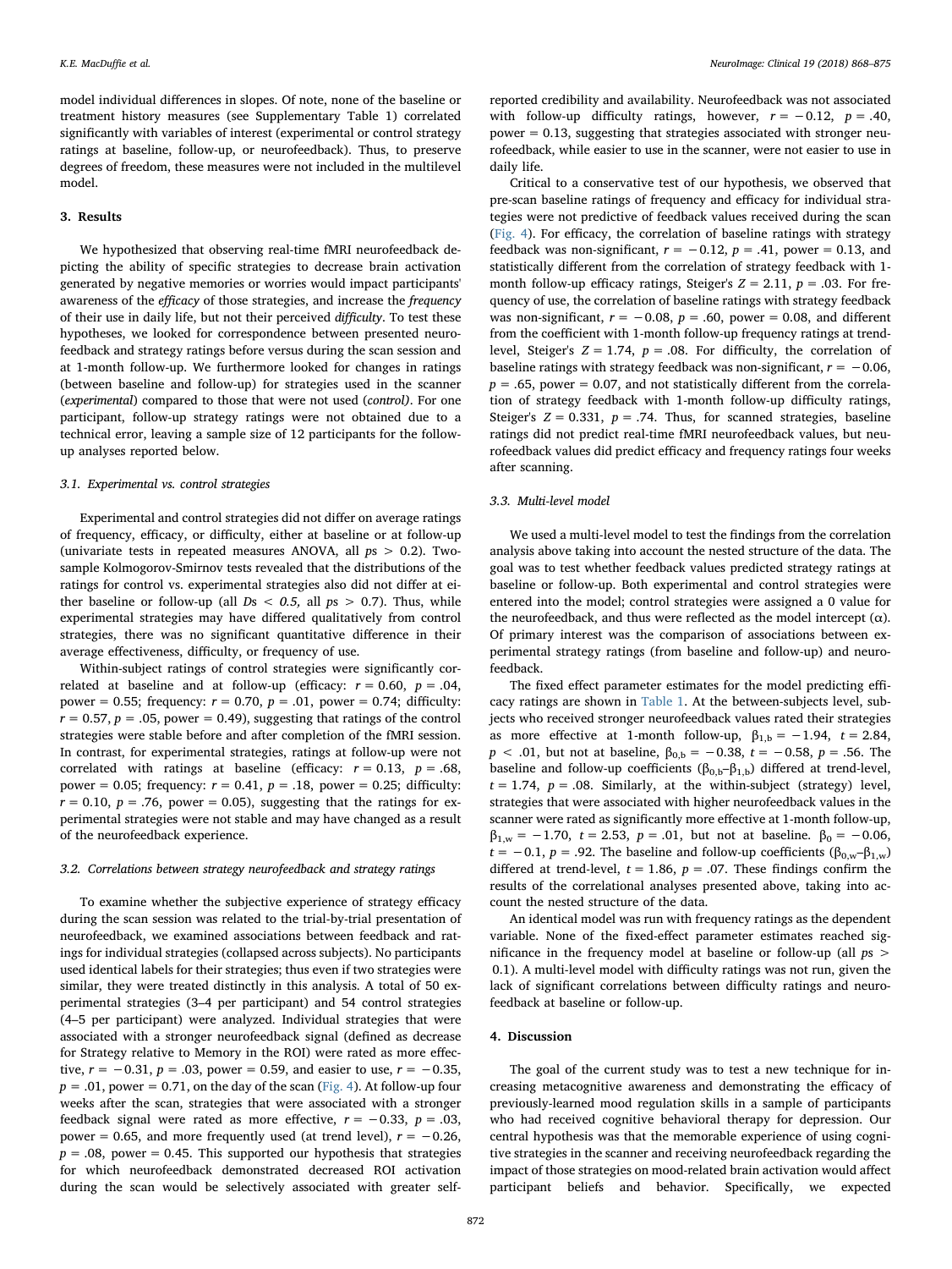model individual differences in slopes. Of note, none of the baseline or treatment history measures (see Supplementary Table 1) correlated significantly with variables of interest (experimental or control strategy ratings at baseline, follow-up, or neurofeedback). Thus, to preserve degrees of freedom, these measures were not included in the multilevel model.

## 3. Results

We hypothesized that observing real-time fMRI neurofeedback depicting the ability of specific strategies to decrease brain activation generated by negative memories or worries would impact participants' awareness of the *efficacy* of those strategies, and increase the *frequency* of their use in daily life, but not their perceived *difficulty*. To test these hypotheses, we looked for correspondence between presented neurofeedback and strategy ratings before versus during the scan session and at 1-month follow-up. We furthermore looked for changes in ratings (between baseline and follow-up) for strategies used in the scanner (*experimental*) compared to those that were not used (*control)*. For one participant, follow-up strategy ratings were not obtained due to a technical error, leaving a sample size of 12 participants for the follow-up analyses reported below.

### 3.1. Experimental vs. control strategies

Experimental and control strategies did not differ on average ratings of frequency, efficacy, or difficulty, either at baseline or at follow-up (univariate tests in repeated measures ANOVA, all $ps > 0.2$). Two-sample Kolmogorov-Smirnov tests revealed that the distributions of the ratings for control vs. experimental strategies also did not differ at either baseline or follow-up (all $Ds < 0.5$, all $ps > 0.7$). Thus, while experimental strategies may have differed qualitatively from control strategies, there was no significant quantitative difference in their average effectiveness, difficulty, or frequency of use.

Within-subject ratings of control strategies were significantly correlated at baseline and at follow-up (efficacy: $r = 0.60$, $p = .04$, power = 0.55; frequency: $r = 0.70$, $p = .01$, power = 0.74; difficulty: $r = 0.57$, $p = .05$, power = 0.49), suggesting that ratings of the control strategies were stable before and after completion of the fMRI session. In contrast, for experimental strategies, ratings at follow-up were not correlated with ratings at baseline (efficacy: $r = 0.13$, $p = .68$, power = 0.05; frequency: $r = 0.41$, $p = .18$, power = 0.25; difficulty: $r = 0.10$, $p = .76$, power = 0.05), suggesting that the ratings for experimental strategies were not stable and may have changed as a result of the neurofeedback experience.

### 3.2. Correlations between strategy neurofeedback and strategy ratings

To examine whether the subjective experience of strategy efficacy during the scan session was related to the trial-by-trial presentation of neurofeedback, we examined associations between feedback and ratings for individual strategies (collapsed across subjects). No participants used identical labels for their strategies; thus even if two strategies were similar, they were treated distinctly in this analysis. A total of 50 experimental strategies (3–4 per participant) and 54 control strategies (4–5 per participant) were analyzed. Individual strategies that were associated with a stronger neurofeedback signal (defined as decrease for Strategy relative to Memory in the ROI) were rated as more effective, $r = -0.31$, $p = .03$, power = 0.59, and easier to use, $r = -0.35$, $p = .01$, power = 0.71, on the day of the scan (Fig. 4). At follow-up four weeks after the scan, strategies that were associated with a stronger feedback signal were rated as more effective, $r = -0.33$, $p = .03$, power = 0.65, and more frequently used (at trend level), $r = -0.26$, $p = .08$, power = 0.45. This supported our hypothesis that strategies for which neurofeedback demonstrated decreased ROI activation during the scan would be selectively associated with greater self-reported credibility and availability. Neurofeedback was not associated with follow-up difficulty ratings, however, $r = -0.12$, $p = .40$, power = 0.13, suggesting that strategies associated with stronger neurofeedback, while easier to use in the scanner, were not easier to use in daily life.

Critical to a conservative test of our hypothesis, we observed that pre-scan baseline ratings of frequency and efficacy for individual strategies were not predictive of feedback values received during the scan (Fig. 4). For efficacy, the correlation of baseline ratings with strategy feedback was non-significant, $r = -0.12$, $p = .41$, power = 0.13, and statistically different from the correlation of strategy feedback with 1-month follow-up efficacy ratings, Steiger's $Z = 2.11$, $p = .03$. For frequency of use, the correlation of baseline ratings with strategy feedback was non-significant, $r = -0.08$, $p = .60$, power = 0.08, and different from the coefficient with 1-month follow-up frequency ratings at trend-level, Steiger's $Z = 1.74$, $p = .08$. For difficulty, the correlation of baseline ratings with strategy feedback was non-significant, $r = -0.06$, $p = .65$, power = 0.07, and not statistically different from the correlation of strategy feedback with 1-month follow-up difficulty ratings, Steiger's $Z = 0.331$, $p = .74$. Thus, for scanned strategies, baseline ratings did not predict real-time fMRI neurofeedback values, but neurofeedback values did predict efficacy and frequency ratings four weeks after scanning.

### 3.3. Multi-level model

We used a multi-level model to test the findings from the correlation analysis above taking into account the nested structure of the data. The goal was to test whether feedback values predicted strategy ratings at baseline or follow-up. Both experimental and control strategies were entered into the model; control strategies were assigned a 0 value for the neurofeedback, and thus were reflected as the model intercept ($\alpha$). Of primary interest was the comparison of associations between experimental strategy ratings (from baseline and follow-up) and neurofeedback.

The fixed effect parameter estimates for the model predicting efficacy ratings are shown in Table 1. At the between-subjects level, subjects who received stronger neurofeedback values rated their strategies as more effective at 1-month follow-up, $\beta_{1,b} = -1.94$, $t = 2.84$, $p < .01$, but not at baseline, $\beta_{0,b} = -0.38$, $t = -0.58$, $p = .56$. The baseline and follow-up coefficients ($\beta_{0,b}$–$\beta_{1,b}$) differed at trend-level, $t = 1.74$, $p = .08$. Similarly, at the within-subject (strategy) level, strategies that were associated with higher neurofeedback values in the scanner were rated as significantly more effective at 1-month follow-up, $\beta_{1,w} = -1.70$, $t = 2.53$, $p = .01$, but not at baseline. $\beta_0 = -0.06$, $t = -0.1$, $p = .92$. The baseline and follow-up coefficients ($\beta_{0,w}$–$\beta_{1,w}$) differed at trend-level, $t = 1.86$, $p = .07$. These findings confirm the results of the correlational analyses presented above, taking into account the nested structure of the data.

An identical model was run with frequency ratings as the dependent variable. None of the fixed-effect parameter estimates reached significance in the frequency model at baseline or follow-up (all $ps > 0.1$). A multi-level model with difficulty ratings was not run, given the lack of significant correlations between difficulty ratings and neurofeedback at baseline or follow-up.

## 4. Discussion

The goal of the current study was to test a new technique for increasing metacognitive awareness and demonstrating the efficacy of previously-learned mood regulation skills in a sample of participants who had received cognitive behavioral therapy for depression. Our central hypothesis was that the memorable experience of using cognitive strategies in the scanner and receiving neurofeedback regarding the impact of those strategies on mood-related brain activation would affect participant beliefs and behavior. Specifically, we expected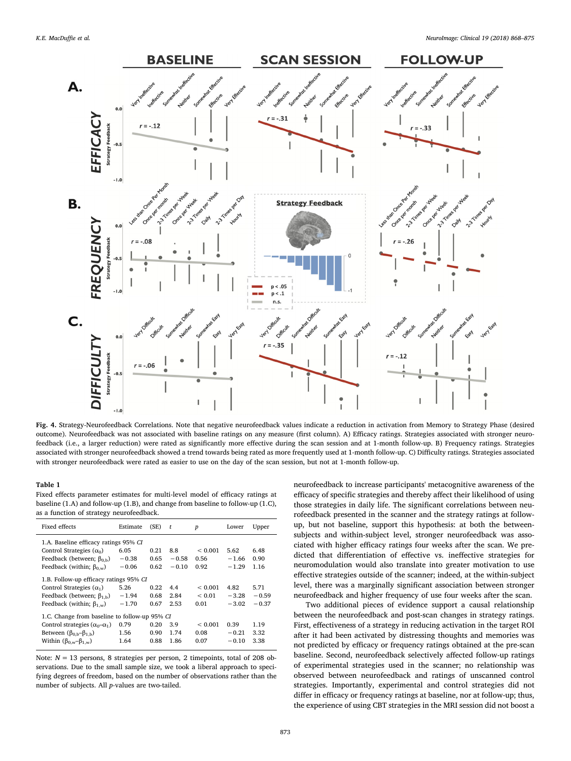**Fig. 4.** Strategy-Neurofeedback Correlations. Note that negative neurofeedback values indicate a reduction in activation from Memory to Strategy Phase (desired outcome). Neurofeedback was not associated with baseline ratings on any measure (first column). A) Efficacy ratings. Strategies associated with stronger neurofeedback (i.e., a larger reduction) were rated as significantly more effective during the scan session and at 1-month follow-up. B) Frequency ratings. Strategies associated with stronger neurofeedback showed a trend towards being rated as more frequently used at 1-month follow-up. C) Difficulty ratings. Strategies associated with stronger neurofeedback were rated as easier to use on the day of the scan session, but not at 1-month follow-up.

**Table 1**
Fixed effects parameter estimates for multi-level model of efficacy ratings at baseline (1.A) and follow-up (1.B), and change from baseline to follow-up (1.C), as a function of strategy neurofeedback.

| Fixed effects | Estimate | (SE) | $t$ | $p$ | Lower | Upper |
|---|---|---|---|---|---|---|
| *1.A. Baseline efficacy ratings 95% CI* | | | | | | |
| Control Strategies ($\alpha_0$) | 6.05 | 0.21 | 8.8 | < 0.001 | 5.62 | 6.48 |
| Feedback (between; $\beta_{0,b}$) | −0.38 | 0.65 | −0.58 | 0.56 | −1.66 | 0.90 |
| Feedback (within; $\beta_{0,w}$) | −0.06 | 0.62 | −0.10 | 0.92 | −1.29 | 1.16 |
| *1.B. Follow-up efficacy ratings 95% CI* | | | | | | |
| Control Strategies ($\alpha_1$) | 5.26 | 0.22 | 4.4 | < 0.001 | 4.82 | 5.71 |
| Feedback (between; $\beta_{1,b}$) | −1.94 | 0.68 | 2.84 | < 0.01 | −3.28 | −0.59 |
| Feedback (within; $\beta_{1,w}$) | −1.70 | 0.67 | 2.53 | 0.01 | −3.02 | −0.37 |
| *1.C. Change from baseline to follow-up 95% CI* | | | | | | |
| Control strategies ($\alpha_0$–$\alpha_1$) | 0.79 | 0.20 | 3.9 | < 0.001 | 0.39 | 1.19 |
| Between ($\beta_{0,b}$–$\beta_{1,b}$) | 1.56 | 0.90 | 1.74 | 0.08 | −0.21 | 3.32 |
| Within ($\beta_{0,w}$–$\beta_{1,w}$) | 1.64 | 0.88 | 1.86 | 0.07 | −0.10 | 3.38 |

Note: $N = 13$ persons, 8 strategies per person, 2 timepoints, total of 208 observations. Due to the small sample size, we took a liberal approach to specifying degrees of freedom, based on the number of observations rather than the number of subjects. All $p$-values are two-tailed.

neurofeedback to increase participants' metacognitive awareness of the efficacy of specific strategies and thereby affect their likelihood of using those strategies in daily life. The significant correlations between neurofeedback presented in the scanner and the strategy ratings at follow-up, but not baseline, support this hypothesis: at both the between-subjects and within-subject level, stronger neurofeedback was associated with higher efficacy ratings four weeks after the scan. We predicted that differentiation of effective vs. ineffective strategies for neuromodulation would also translate into greater motivation to use effective strategies outside of the scanner; indeed, at the within-subject level, there was a marginally significant association between stronger neurofeedback and higher frequency of use four weeks after the scan.

Two additional pieces of evidence support a causal relationship between the neurofeedback and post-scan changes in strategy ratings. First, effectiveness of a strategy in reducing activation in the target ROI after it had been activated by distressing thoughts and memories was not predicted by efficacy or frequency ratings obtained at the pre-scan baseline. Second, neurofeedback selectively affected follow-up ratings of experimental strategies used in the scanner; no relationship was observed between neurofeedback and ratings of unscanned control strategies. Importantly, experimental and control strategies did not differ in efficacy or frequency ratings at baseline, nor at follow-up; thus, the experience of using CBT strategies in the MRI session did not boost a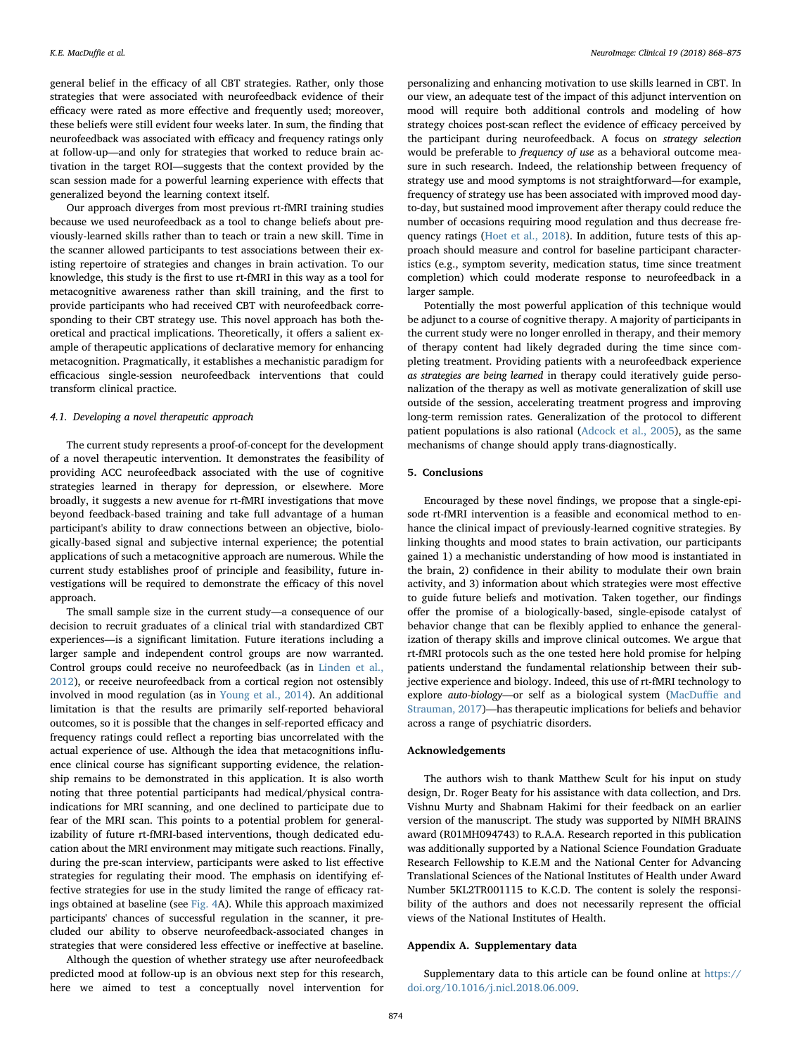general belief in the efficacy of all CBT strategies. Rather, only those strategies that were associated with neurofeedback evidence of their efficacy were rated as more effective and frequently used; moreover, these beliefs were still evident four weeks later. In sum, the finding that neurofeedback was associated with efficacy and frequency ratings only at follow-up—and only for strategies that worked to reduce brain activation in the target ROI—suggests that the context provided by the scan session made for a powerful learning experience with effects that generalized beyond the learning context itself.

Our approach diverges from most previous rt-fMRI training studies because we used neurofeedback as a tool to change beliefs about previously-learned skills rather than to teach or train a new skill. Time in the scanner allowed participants to test associations between their existing repertoire of strategies and changes in brain activation. To our knowledge, this study is the first to use rt-fMRI in this way as a tool for metacognitive awareness rather than skill training, and the first to provide participants who had received CBT with neurofeedback corresponding to their CBT strategy use. This novel approach has both theoretical and practical implications. Theoretically, it offers a salient example of therapeutic applications of declarative memory for enhancing metacognition. Pragmatically, it establishes a mechanistic paradigm for efficacious single-session neurofeedback interventions that could transform clinical practice.

### 4.1. Developing a novel therapeutic approach

The current study represents a proof-of-concept for the development of a novel therapeutic intervention. It demonstrates the feasibility of providing ACC neurofeedback associated with the use of cognitive strategies learned in therapy for depression, or elsewhere. More broadly, it suggests a new avenue for rt-fMRI investigations that move beyond feedback-based training and take full advantage of a human participant's ability to draw connections between an objective, biologically-based signal and subjective internal experience; the potential applications of such a metacognitive approach are numerous. While the current study establishes proof of principle and feasibility, future investigations will be required to demonstrate the efficacy of this novel approach.

The small sample size in the current study—a consequence of our decision to recruit graduates of a clinical trial with standardized CBT experiences—is a significant limitation. Future iterations including a larger sample and independent control groups are now warranted. Control groups could receive no neurofeedback (as in Linden et al., 2012), or receive neurofeedback from a cortical region not ostensibly involved in mood regulation (as in Young et al., 2014). An additional limitation is that the results are primarily self-reported behavioral outcomes, so it is possible that the changes in self-reported efficacy and frequency ratings could reflect a reporting bias uncorrelated with the actual experience of use. Although the idea that metacognitions influence clinical course has significant supporting evidence, the relationship remains to be demonstrated in this application. It is also worth noting that three potential participants had medical/physical contraindications for MRI scanning, and one declined to participate due to fear of the MRI scan. This points to a potential problem for generalizability of future rt-fMRI-based interventions, though dedicated education about the MRI environment may mitigate such reactions. Finally, during the pre-scan interview, participants were asked to list effective strategies for regulating their mood. The emphasis on identifying effective strategies for use in the study limited the range of efficacy ratings obtained at baseline (see Fig. 4A). While this approach maximized participants' chances of successful regulation in the scanner, it precluded our ability to observe neurofeedback-associated changes in strategies that were considered less effective or ineffective at baseline.

Although the question of whether strategy use after neurofeedback predicted mood at follow-up is an obvious next step for this research, here we aimed to test a conceptually novel intervention for personalizing and enhancing motivation to use skills learned in CBT. In our view, an adequate test of the impact of this adjunct intervention on mood will require both additional controls and modeling of how strategy choices post-scan reflect the evidence of efficacy perceived by the participant during neurofeedback. A focus on *strategy selection* would be preferable to *frequency of use* as a behavioral outcome measure in such research. Indeed, the relationship between frequency of strategy use and mood symptoms is not straightforward—for example, frequency of strategy use has been associated with improved mood day-to-day, but sustained mood improvement after therapy could reduce the number of occasions requiring mood regulation and thus decrease frequency ratings (Hoet et al., 2018). In addition, future tests of this approach should measure and control for baseline participant characteristics (e.g., symptom severity, medication status, time since treatment completion) which could moderate response to neurofeedback in a larger sample.

Potentially the most powerful application of this technique would be adjunct to a course of cognitive therapy. A majority of participants in the current study were no longer enrolled in therapy, and their memory of therapy content had likely degraded during the time since completing treatment. Providing patients with a neurofeedback experience *as strategies are being learned* in therapy could iteratively guide personalization of the therapy as well as motivate generalization of skill use outside of the session, accelerating treatment progress and improving long-term remission rates. Generalization of the protocol to different patient populations is also rational (Adcock et al., 2005), as the same mechanisms of change should apply trans-diagnostically.

## 5. Conclusions

Encouraged by these novel findings, we propose that a single-episode rt-fMRI intervention is a feasible and economical method to enhance the clinical impact of previously-learned cognitive strategies. By linking thoughts and mood states to brain activation, our participants gained 1) a mechanistic understanding of how mood is instantiated in the brain, 2) confidence in their ability to modulate their own brain activity, and 3) information about which strategies were most effective to guide future beliefs and motivation. Taken together, our findings offer the promise of a biologically-based, single-episode catalyst of behavior change that can be flexibly applied to enhance the generalization of therapy skills and improve clinical outcomes. We argue that rt-fMRI protocols such as the one tested here hold promise for helping patients understand the fundamental relationship between their subjective experience and biology. Indeed, this use of rt-fMRI technology to explore *auto-biology*—or self as a biological system (MacDuffie and Strauman, 2017)—has therapeutic implications for beliefs and behavior across a range of psychiatric disorders.

## Acknowledgements

The authors wish to thank Matthew Scult for his input on study design, Dr. Roger Beaty for his assistance with data collection, and Drs. Vishnu Murty and Shabnam Hakimi for their feedback on an earlier version of the manuscript. The study was supported by NIMH BRAINS award (R01MH094743) to R.A.A. Research reported in this publication was additionally supported by a National Science Foundation Graduate Research Fellowship to K.E.M and the National Center for Advancing Translational Sciences of the National Institutes of Health under Award Number 5KL2TR001115 to K.C.D. The content is solely the responsibility of the authors and does not necessarily represent the official views of the National Institutes of Health.

## Appendix A. Supplementary data

Supplementary data to this article can be found online at https://doi.org/10.1016/j.nicl.2018.06.009.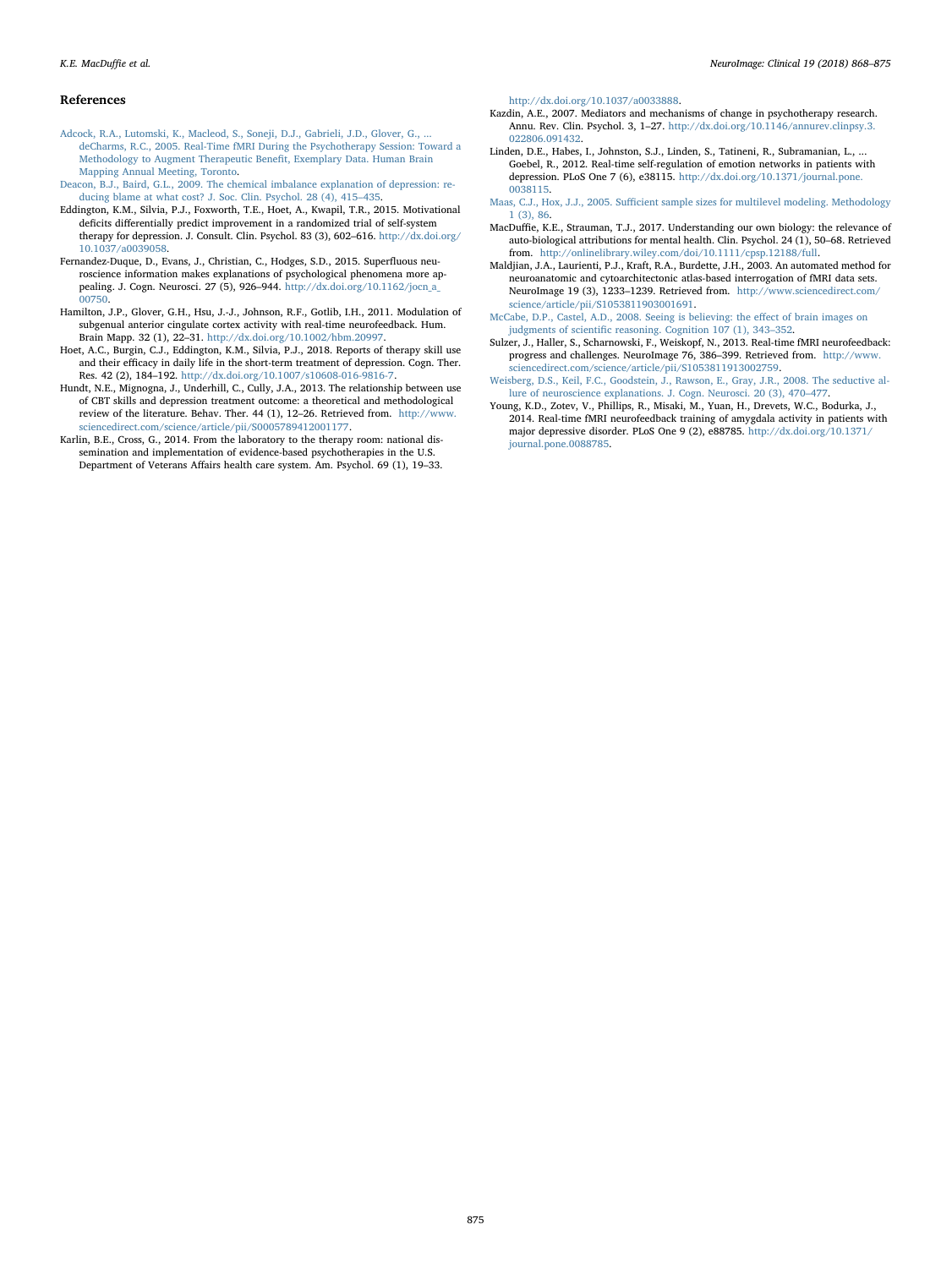## References

Adcock, R.A., Lutomski, K., Macleod, S., Soneji, D.J., Gabrieli, J.D., Glover, G., ... deCharms, R.C., 2005. Real-Time fMRI During the Psychotherapy Session: Toward a Methodology to Augment Therapeutic Benefit, Exemplary Data. Human Brain Mapping Annual Meeting, Toronto.

Deacon, B.J., Baird, G.L., 2009. The chemical imbalance explanation of depression: reducing blame at what cost? J. Soc. Clin. Psychol. 28 (4), 415–435.

Eddington, K.M., Silvia, P.J., Foxworth, T.E., Hoet, A., Kwapil, T.R., 2015. Motivational deficits differentially predict improvement in a randomized trial of self-system therapy for depression. J. Consult. Clin. Psychol. 83 (3), 602–616. http://dx.doi.org/10.1037/a0039058.

Fernandez-Duque, D., Evans, J., Christian, C., Hodges, S.D., 2015. Superfluous neuroscience information makes explanations of psychological phenomena more appealing. J. Cogn. Neurosci. 27 (5), 926–944. http://dx.doi.org/10.1162/jocn_a_00750.

Hamilton, J.P., Glover, G.H., Hsu, J.-J., Johnson, R.F., Gotlib, I.H., 2011. Modulation of subgenual anterior cingulate cortex activity with real-time neurofeedback. Hum. Brain Mapp. 32 (1), 22–31. http://dx.doi.org/10.1002/hbm.20997.

Hoet, A.C., Burgin, C.J., Eddington, K.M., Silvia, P.J., 2018. Reports of therapy skill use and their efficacy in daily life in the short-term treatment of depression. Cogn. Ther. Res. 42 (2), 184–192. http://dx.doi.org/10.1007/s10608-016-9816-7.

Hundt, N.E., Mignogna, J., Underhill, C., Cully, J.A., 2013. The relationship between use of CBT skills and depression treatment outcome: a theoretical and methodological review of the literature. Behav. Ther. 44 (1), 12–26. Retrieved from. http://www.sciencedirect.com/science/article/pii/S0005789412001177.

Karlin, B.E., Cross, G., 2014. From the laboratory to the therapy room: national dissemination and implementation of evidence-based psychotherapies in the U.S. Department of Veterans Affairs health care system. Am. Psychol. 69 (1), 19–33. http://dx.doi.org/10.1037/a0033888.

Kazdin, A.E., 2007. Mediators and mechanisms of change in psychotherapy research. Annu. Rev. Clin. Psychol. 3, 1–27. http://dx.doi.org/10.1146/annurev.clinpsy.3.022806.091432.

Linden, D.E., Habes, I., Johnston, S.J., Linden, S., Tatineni, R., Subramanian, L., ... Goebel, R., 2012. Real-time self-regulation of emotion networks in patients with depression. PLoS One 7 (6), e38115. http://dx.doi.org/10.1371/journal.pone.0038115.

Maas, C.J., Hox, J.J., 2005. Sufficient sample sizes for multilevel modeling. Methodology 1 (3), 86.

MacDuffie, K.E., Strauman, T.J., 2017. Understanding our own biology: the relevance of auto-biological attributions for mental health. Clin. Psychol. 24 (1), 50–68. Retrieved from. http://onlinelibrary.wiley.com/doi/10.1111/cpsp.12188/full.

Maldjian, J.A., Laurienti, P.J., Kraft, R.A., Burdette, J.H., 2003. An automated method for neuroanatomic and cytoarchitectonic atlas-based interrogation of fMRI data sets. NeuroImage 19 (3), 1233–1239. Retrieved from. http://www.sciencedirect.com/science/article/pii/S1053811903001691.

McCabe, D.P., Castel, A.D., 2008. Seeing is believing: the effect of brain images on judgments of scientific reasoning. Cognition 107 (1), 343–352.

Sulzer, J., Haller, S., Scharnowski, F., Weiskopf, N., 2013. Real-time fMRI neurofeedback: progress and challenges. NeuroImage 76, 386–399. Retrieved from. http://www.sciencedirect.com/science/article/pii/S1053811913002759.

Weisberg, D.S., Keil, F.C., Goodstein, J., Rawson, E., Gray, J.R., 2008. The seductive allure of neuroscience explanations. J. Cogn. Neurosci. 20 (3), 470–477.

Young, K.D., Zotev, V., Phillips, R., Misaki, M., Yuan, H., Drevets, W.C., Bodurka, J., 2014. Real-time fMRI neurofeedback training of amygdala activity in patients with major depressive disorder. PLoS One 9 (2), e88785. http://dx.doi.org/10.1371/journal.pone.0088785.